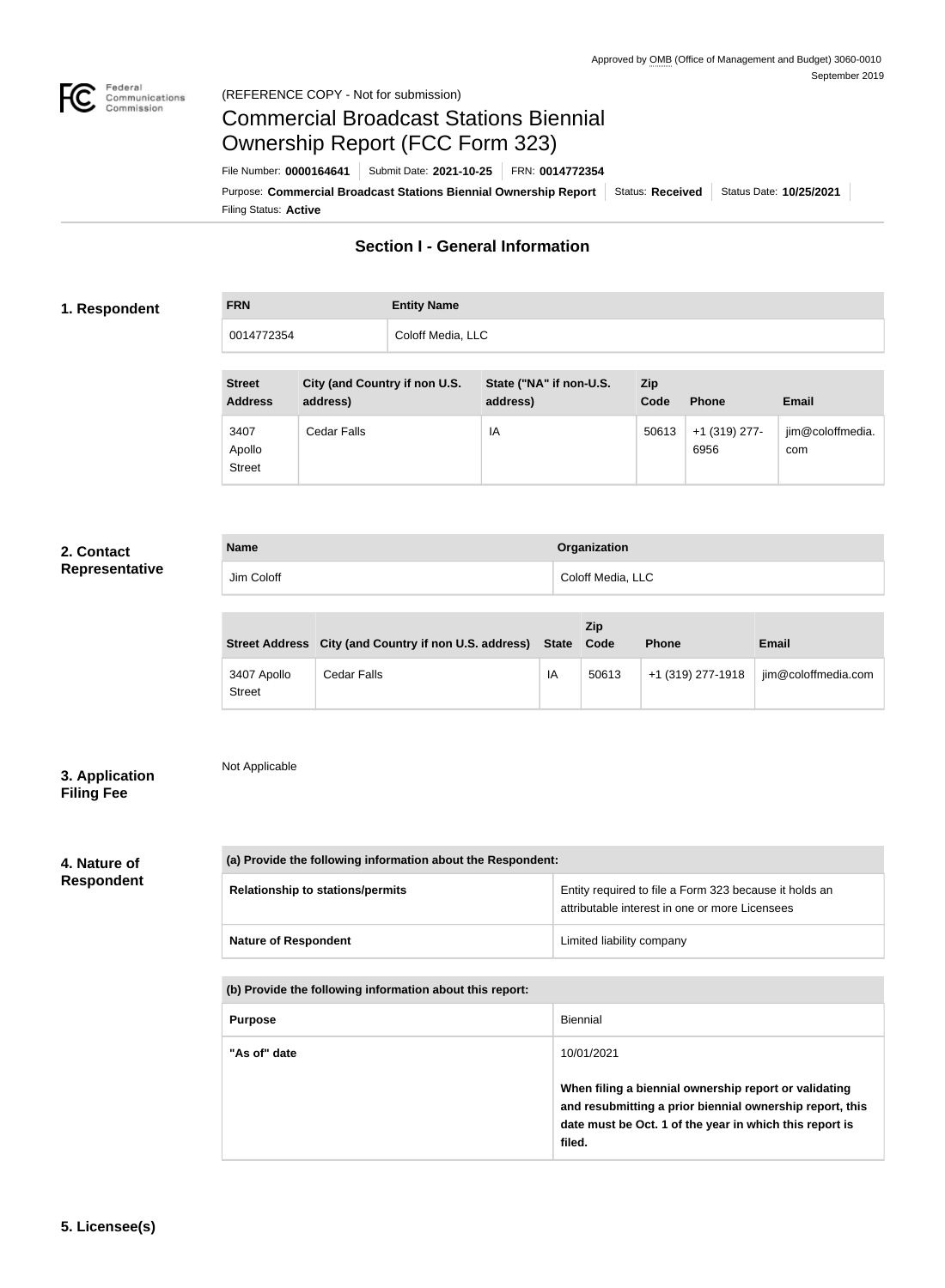Approved by OMB (Office of Management and Budget) 3060-0010
September 2019

(REFERENCE COPY - Not for submission)

# Commercial Broadcast Stations Biennial Ownership Report (FCC Form 323)

File Number: **0000164641** | Submit Date: **2021-10-25** | FRN: **0014772354**

Purpose: **Commercial Broadcast Stations Biennial Ownership Report** | Status: **Received** | Status Date: **10/25/2021**

Filing Status: **Active**

## Section I - General Information

### 1. Respondent

| FRN | Entity Name |
|---|---|
| 0014772354 | Coloff Media, LLC |

| Street Address | City (and Country if non U.S. address) | State ("NA" if non-U.S. address) | Zip Code | Phone | Email |
|---|---|---|---|---|---|
| 3407 Apollo Street | Cedar Falls | IA | 50613 | +1 (319) 277-6956 | jim@coloffmedia.com |

### 2. Contact Representative

| Name | Organization |
|---|---|
| Jim Coloff | Coloff Media, LLC |

| Street Address | City (and Country if non U.S. address) | State | Zip Code | Phone | Email |
|---|---|---|---|---|---|
| 3407 Apollo Street | Cedar Falls | IA | 50613 | +1 (319) 277-1918 | jim@coloffmedia.com |

### 3. Application Filing Fee

Not Applicable

### 4. Nature of Respondent

| (a) Provide the following information about the Respondent: | |
|---|---|
| Relationship to stations/permits | Entity required to file a Form 323 because it holds an attributable interest in one or more Licensees |
| Nature of Respondent | Limited liability company |

| (b) Provide the following information about this report: | |
|---|---|
| Purpose | Biennial |
| "As of" date | 10/01/2021<br><br>**When filing a biennial ownership report or validating and resubmitting a prior biennial ownership report, this date must be Oct. 1 of the year in which this report is filed.** |

### 5. Licensee(s)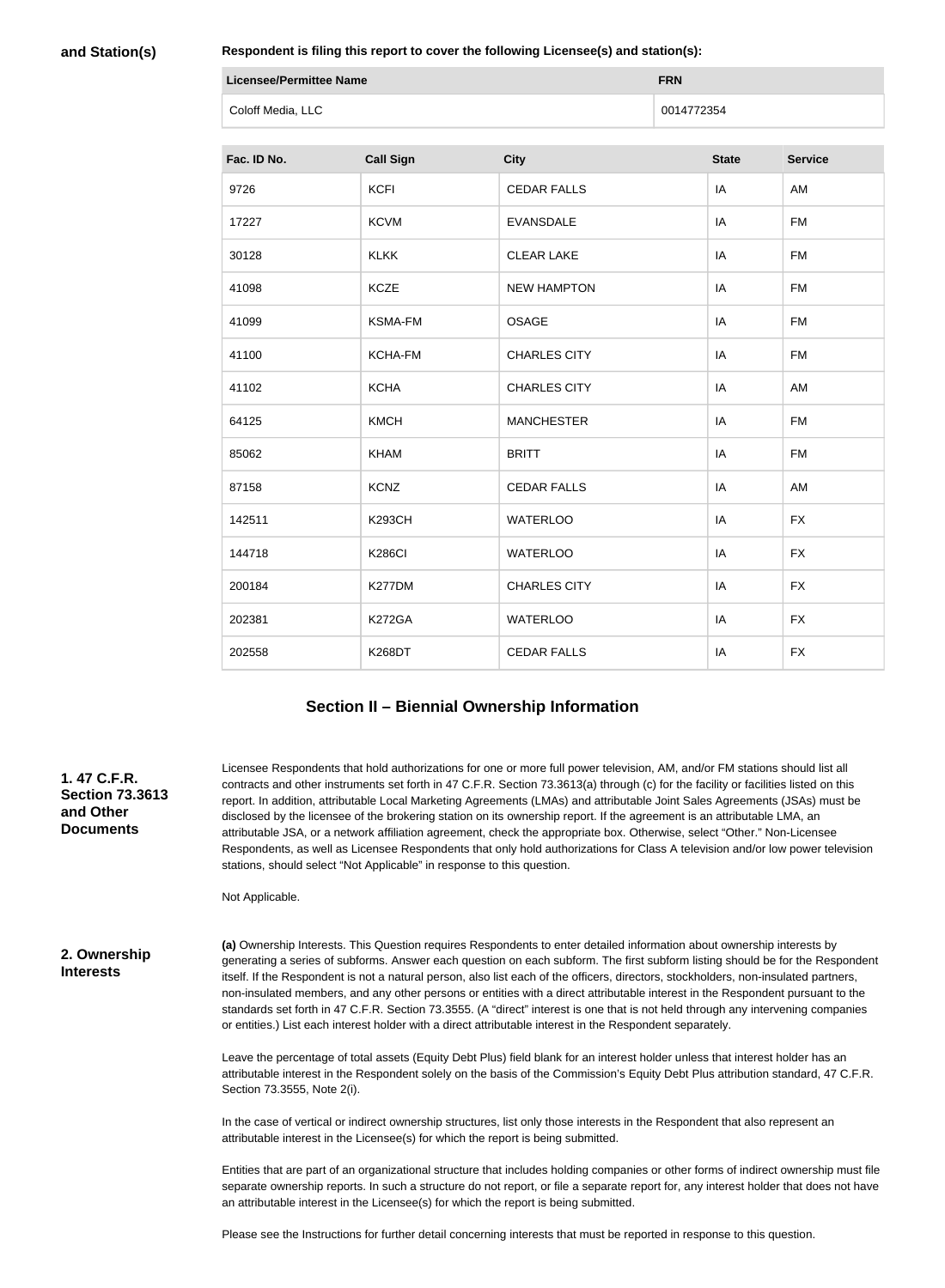**and Station(s)**

**Respondent is filing this report to cover the following Licensee(s) and station(s):**

| Licensee/Permittee Name | FRN |
| --- | --- |
| Coloff Media, LLC | 0014772354 |

| Fac. ID No. | Call Sign | City | State | Service |
| --- | --- | --- | --- | --- |
| 9726 | KCFI | CEDAR FALLS | IA | AM |
| 17227 | KCVM | EVANSDALE | IA | FM |
| 30128 | KLKK | CLEAR LAKE | IA | FM |
| 41098 | KCZE | NEW HAMPTON | IA | FM |
| 41099 | KSMA-FM | OSAGE | IA | FM |
| 41100 | KCHA-FM | CHARLES CITY | IA | FM |
| 41102 | KCHA | CHARLES CITY | IA | AM |
| 64125 | KMCH | MANCHESTER | IA | FM |
| 85062 | KHAM | BRITT | IA | FM |
| 87158 | KCNZ | CEDAR FALLS | IA | AM |
| 142511 | K293CH | WATERLOO | IA | FX |
| 144718 | K286CI | WATERLOO | IA | FX |
| 200184 | K277DM | CHARLES CITY | IA | FX |
| 202381 | K272GA | WATERLOO | IA | FX |
| 202558 | K268DT | CEDAR FALLS | IA | FX |

## Section II – Biennial Ownership Information

**1. 47 C.F.R. Section 73.3613 and Other Documents**

Licensee Respondents that hold authorizations for one or more full power television, AM, and/or FM stations should list all contracts and other instruments set forth in 47 C.F.R. Section 73.3613(a) through (c) for the facility or facilities listed on this report. In addition, attributable Local Marketing Agreements (LMAs) and attributable Joint Sales Agreements (JSAs) must be disclosed by the licensee of the brokering station on its ownership report. If the agreement is an attributable LMA, an attributable JSA, or a network affiliation agreement, check the appropriate box. Otherwise, select "Other." Non-Licensee Respondents, as well as Licensee Respondents that only hold authorizations for Class A television and/or low power television stations, should select "Not Applicable" in response to this question.

Not Applicable.

**2. Ownership Interests**

**(a)** Ownership Interests. This Question requires Respondents to enter detailed information about ownership interests by generating a series of subforms. Answer each question on each subform. The first subform listing should be for the Respondent itself. If the Respondent is not a natural person, also list each of the officers, directors, stockholders, non-insulated partners, non-insulated members, and any other persons or entities with a direct attributable interest in the Respondent pursuant to the standards set forth in 47 C.F.R. Section 73.3555. (A "direct" interest is one that is not held through any intervening companies or entities.) List each interest holder with a direct attributable interest in the Respondent separately.

Leave the percentage of total assets (Equity Debt Plus) field blank for an interest holder unless that interest holder has an attributable interest in the Respondent solely on the basis of the Commission's Equity Debt Plus attribution standard, 47 C.F.R. Section 73.3555, Note 2(i).

In the case of vertical or indirect ownership structures, list only those interests in the Respondent that also represent an attributable interest in the Licensee(s) for which the report is being submitted.

Entities that are part of an organizational structure that includes holding companies or other forms of indirect ownership must file separate ownership reports. In such a structure do not report, or file a separate report for, any interest holder that does not have an attributable interest in the Licensee(s) for which the report is being submitted.

Please see the Instructions for further detail concerning interests that must be reported in response to this question.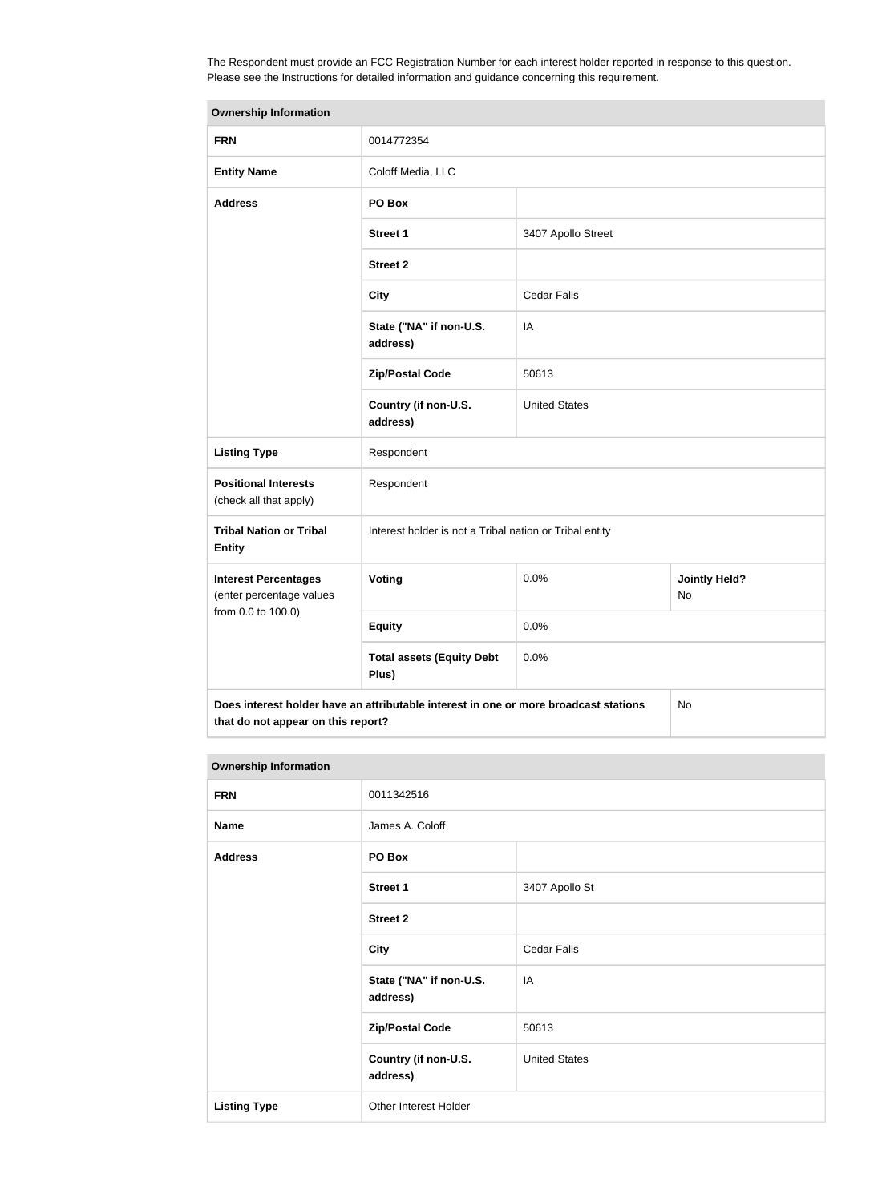The Respondent must provide an FCC Registration Number for each interest holder reported in response to this question. Please see the Instructions for detailed information and guidance concerning this requirement.

| Ownership Information | | | |
|---|---|---|---|
| **FRN** | 0014772354 | | |
| **Entity Name** | Coloff Media, LLC | | |
| **Address** | **PO Box** | | |
| | **Street 1** | 3407 Apollo Street | |
| | **Street 2** | | |
| | **City** | Cedar Falls | |
| | **State ("NA" if non-U.S. address)** | IA | |
| | **Zip/Postal Code** | 50613 | |
| | **Country (if non-U.S. address)** | United States | |
| **Listing Type** | Respondent | | |
| **Positional Interests** (check all that apply) | Respondent | | |
| **Tribal Nation or Tribal Entity** | Interest holder is not a Tribal nation or Tribal entity | | |
| **Interest Percentages** (enter percentage values from 0.0 to 100.0) | **Voting** | 0.0% | **Jointly Held?** No |
| | **Equity** | 0.0% | |
| | **Total assets (Equity Debt Plus)** | 0.0% | |
| **Does interest holder have an attributable interest in one or more broadcast stations that do not appear on this report?** | | | No |

| Ownership Information | | |
|---|---|---|
| **FRN** | 0011342516 | |
| **Name** | James A. Coloff | |
| **Address** | **PO Box** | |
| | **Street 1** | 3407 Apollo St |
| | **Street 2** | |
| | **City** | Cedar Falls |
| | **State ("NA" if non-U.S. address)** | IA |
| | **Zip/Postal Code** | 50613 |
| | **Country (if non-U.S. address)** | United States |
| **Listing Type** | Other Interest Holder | |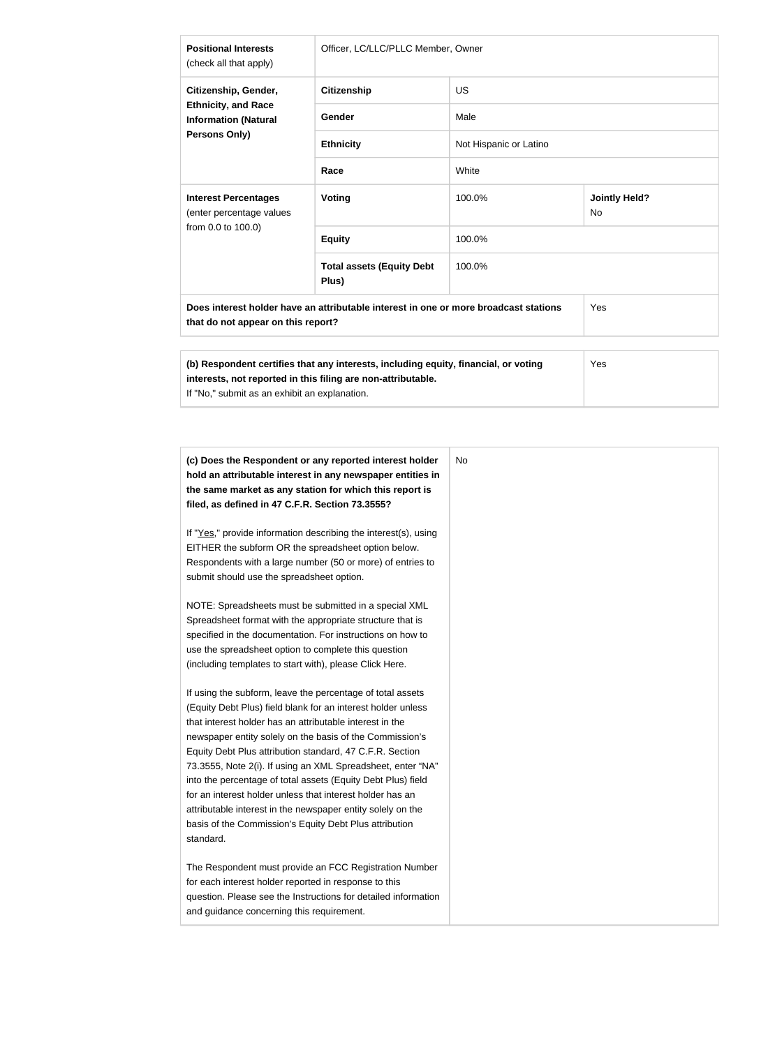| | | | |
|---|---|---|---|
| **Positional Interests** (check all that apply) | Officer, LC/LLC/PLLC Member, Owner | | |
| **Citizenship, Gender, Ethnicity, and Race Information (Natural Persons Only)** | **Citizenship** | US | |
| | **Gender** | Male | |
| | **Ethnicity** | Not Hispanic or Latino | |
| | **Race** | White | |
| **Interest Percentages** (enter percentage values from 0.0 to 100.0) | **Voting** | 100.0% | **Jointly Held?** No |
| | **Equity** | 100.0% | |
| | **Total assets (Equity Debt Plus)** | 100.0% | |
| **Does interest holder have an attributable interest in one or more broadcast stations that do not appear on this report?** | | | Yes |

| | |
|---|---|
| **(b) Respondent certifies that any interests, including equity, financial, or voting interests, not reported in this filing are non-attributable.** If "No," submit as an exhibit an explanation. | Yes |

| | |
|---|---|
| **(c) Does the Respondent or any reported interest holder hold an attributable interest in any newspaper entities in the same market as any station for which this report is filed, as defined in 47 C.F.R. Section 73.3555?**<br><br>If "Yes," provide information describing the interest(s), using EITHER the subform OR the spreadsheet option below. Respondents with a large number (50 or more) of entries to submit should use the spreadsheet option.<br><br>NOTE: Spreadsheets must be submitted in a special XML Spreadsheet format with the appropriate structure that is specified in the documentation. For instructions on how to use the spreadsheet option to complete this question (including templates to start with), please Click Here.<br><br>If using the subform, leave the percentage of total assets (Equity Debt Plus) field blank for an interest holder unless that interest holder has an attributable interest in the newspaper entity solely on the basis of the Commission's Equity Debt Plus attribution standard, 47 C.F.R. Section 73.3555, Note 2(i). If using an XML Spreadsheet, enter "NA" into the percentage of total assets (Equity Debt Plus) field for an interest holder unless that interest holder has an attributable interest in the newspaper entity solely on the basis of the Commission's Equity Debt Plus attribution standard.<br><br>The Respondent must provide an FCC Registration Number for each interest holder reported in response to this question. Please see the Instructions for detailed information and guidance concerning this requirement. | No |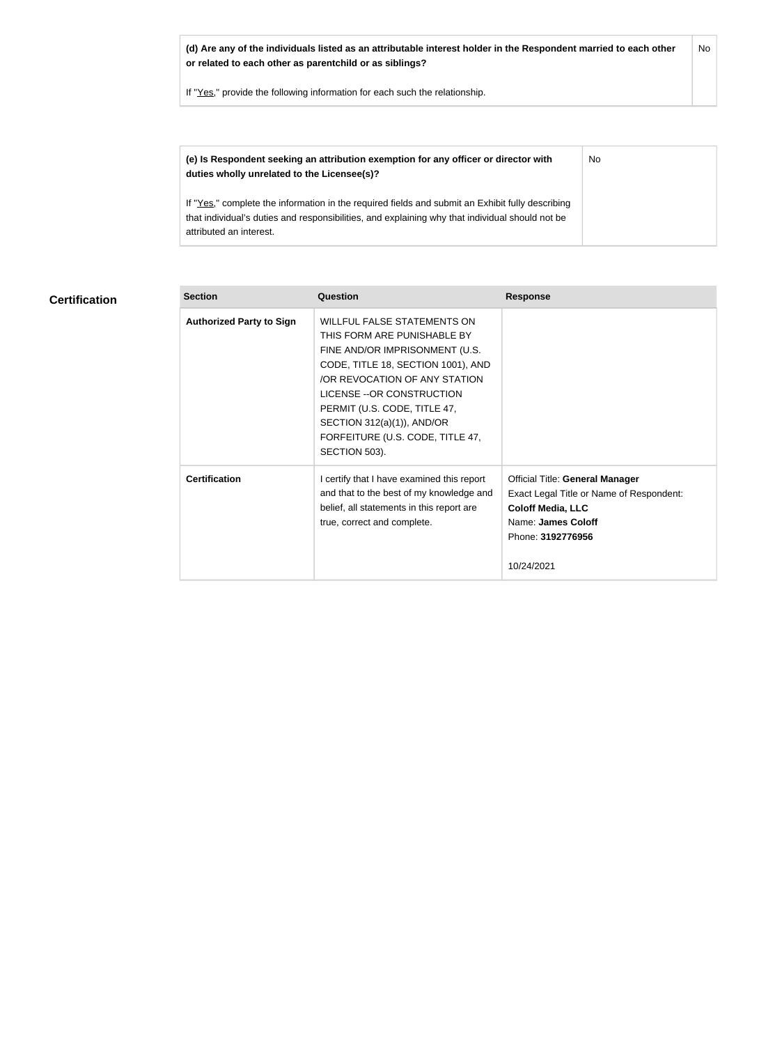| | |
|---|---|
| **(d) Are any of the individuals listed as an attributable interest holder in the Respondent married to each other or related to each other as parentchild or as siblings?**<br><br>If "Yes," provide the following information for each such the relationship. | No |

| | |
|---|---|
| **(e) Is Respondent seeking an attribution exemption for any officer or director with duties wholly unrelated to the Licensee(s)?**<br><br>If "Yes," complete the information in the required fields and submit an Exhibit fully describing that individual's duties and responsibilities, and explaining why that individual should not be attributed an interest. | No |

## Certification

| Section | Question | Response |
|---|---|---|
| **Authorized Party to Sign** | WILLFUL FALSE STATEMENTS ON THIS FORM ARE PUNISHABLE BY FINE AND/OR IMPRISONMENT (U.S. CODE, TITLE 18, SECTION 1001), AND /OR REVOCATION OF ANY STATION LICENSE --OR CONSTRUCTION PERMIT (U.S. CODE, TITLE 47, SECTION 312(a)(1)), AND/OR FORFEITURE (U.S. CODE, TITLE 47, SECTION 503). | |
| **Certification** | I certify that I have examined this report and that to the best of my knowledge and belief, all statements in this report are true, correct and complete. | Official Title: **General Manager**<br>Exact Legal Title or Name of Respondent: **Coloff Media, LLC**<br>Name: **James Coloff**<br>Phone: **3192776956**<br><br>10/24/2021 |